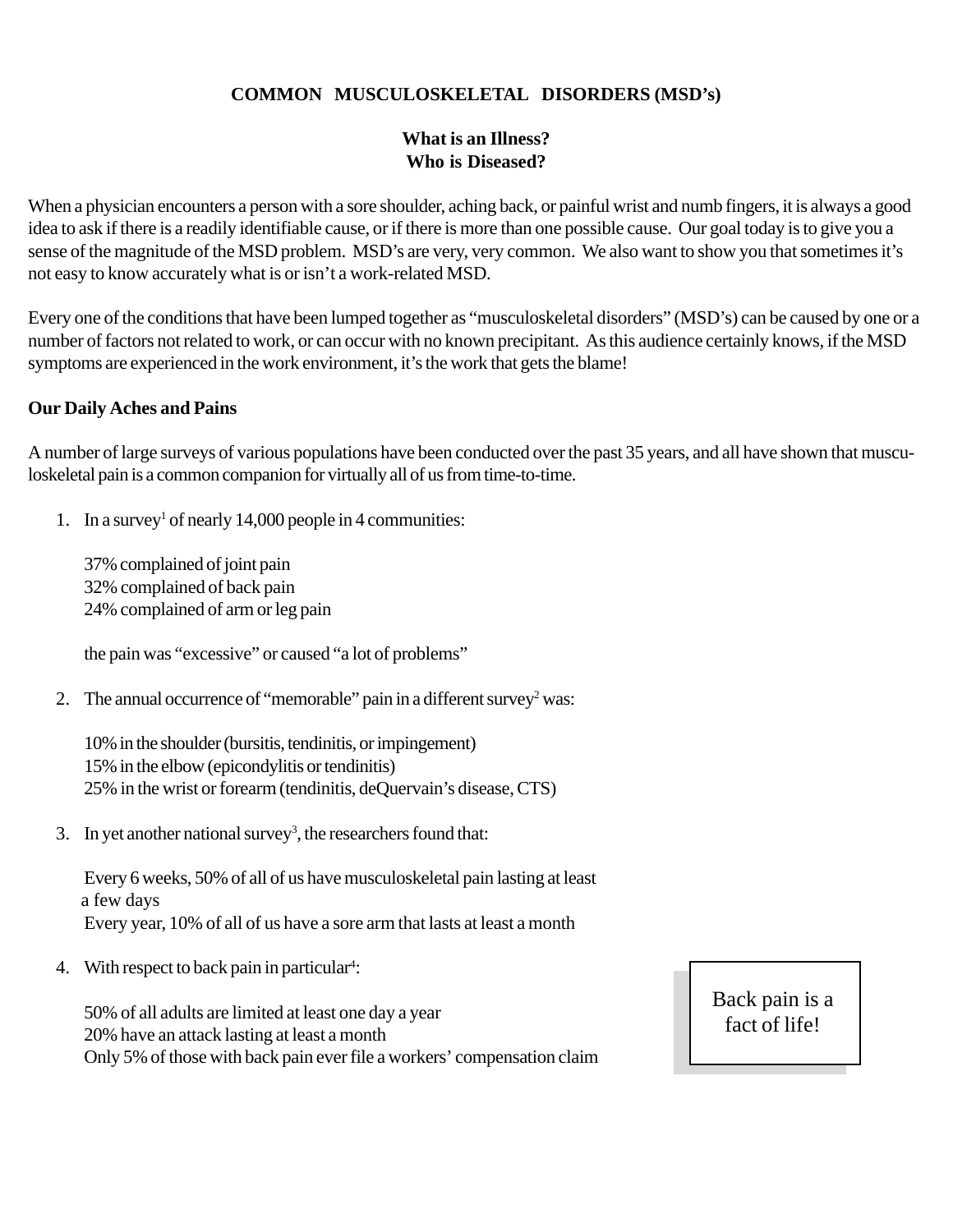# COMMON MUSCULOSKELETAL DISORDERS (MSD's)

## What is an Illness?
## Who is Diseased?

When a physician encounters a person with a sore shoulder, aching back, or painful wrist and numb fingers, it is always a good idea to ask if there is a readily identifiable cause, or if there is more than one possible cause. Our goal today is to give you a sense of the magnitude of the MSD problem. MSD's are very, very common. We also want to show you that sometimes it's not easy to know accurately what is or isn't a work-related MSD.

Every one of the conditions that have been lumped together as "musculoskeletal disorders" (MSD's) can be caused by one or a number of factors not related to work, or can occur with no known precipitant. As this audience certainly knows, if the MSD symptoms are experienced in the work environment, it's the work that gets the blame!

**Our Daily Aches and Pains**

A number of large surveys of various populations have been conducted over the past 35 years, and all have shown that musculoskeletal pain is a common companion for virtually all of us from time-to-time.

1. In a survey[1] of nearly 14,000 people in 4 communities:

   37% complained of joint pain
   32% complained of back pain
   24% complained of arm or leg pain

   the pain was "excessive" or caused "a lot of problems"

2. The annual occurrence of "memorable" pain in a different survey[2] was:

   10% in the shoulder (bursitis, tendinitis, or impingement)
   15% in the elbow (epicondylitis or tendinitis)
   25% in the wrist or forearm (tendinitis, deQuervain's disease, CTS)

3. In yet another national survey[3], the researchers found that:

   Every 6 weeks, 50% of all of us have musculoskeletal pain lasting at least a few days
   Every year, 10% of all of us have a sore arm that lasts at least a month

4. With respect to back pain in particular[4]:

   50% of all adults are limited at least one day a year
   20% have an attack lasting at least a month
   Only 5% of those with back pain ever file a workers' compensation claim

Back pain is a fact of life!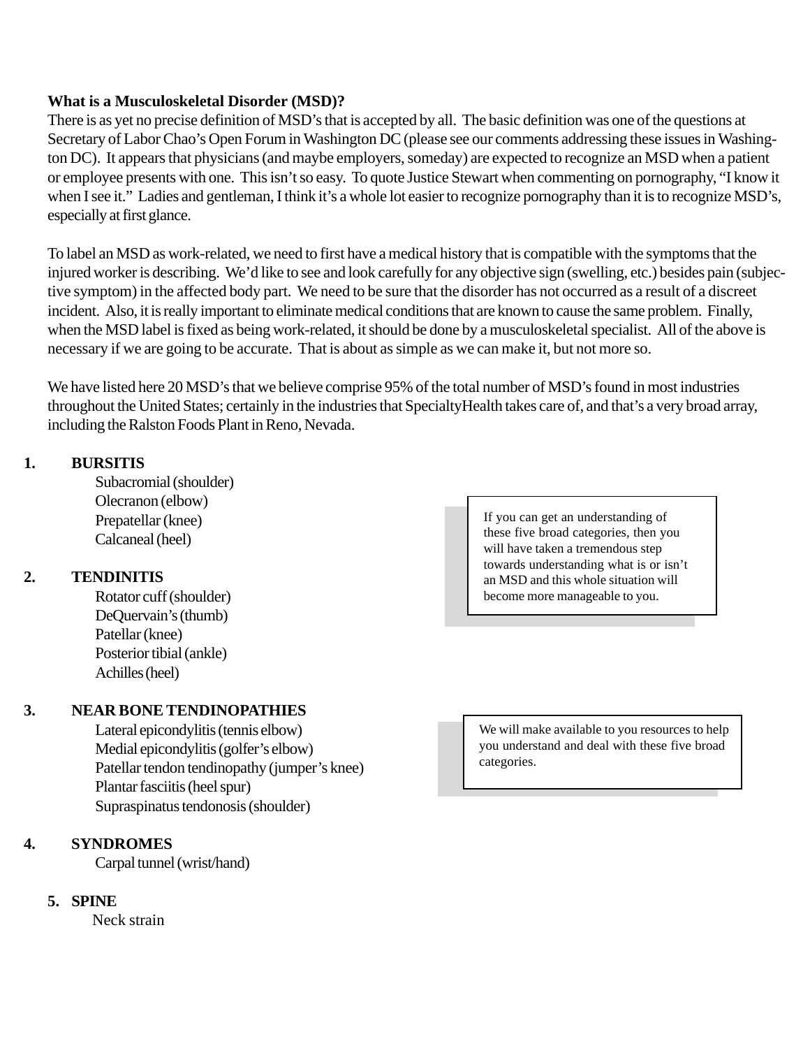**What is a Musculoskeletal Disorder (MSD)?**

There is as yet no precise definition of MSD's that is accepted by all. The basic definition was one of the questions at Secretary of Labor Chao's Open Forum in Washington DC (please see our comments addressing these issues in Washington DC). It appears that physicians (and maybe employers, someday) are expected to recognize an MSD when a patient or employee presents with one. This isn't so easy. To quote Justice Stewart when commenting on pornography, "I know it when I see it." Ladies and gentleman, I think it's a whole lot easier to recognize pornography than it is to recognize MSD's, especially at first glance.

To label an MSD as work-related, we need to first have a medical history that is compatible with the symptoms that the injured worker is describing. We'd like to see and look carefully for any objective sign (swelling, etc.) besides pain (subjective symptom) in the affected body part. We need to be sure that the disorder has not occurred as a result of a discreet incident. Also, it is really important to eliminate medical conditions that are known to cause the same problem. Finally, when the MSD label is fixed as being work-related, it should be done by a musculoskeletal specialist. All of the above is necessary if we are going to be accurate. That is about as simple as we can make it, but not more so.

We have listed here 20 MSD's that we believe comprise 95% of the total number of MSD's found in most industries throughout the United States; certainly in the industries that SpecialtyHealth takes care of, and that's a very broad array, including the Ralston Foods Plant in Reno, Nevada.

1. **BURSITIS**
   - Subacromial (shoulder)
   - Olecranon (elbow)
   - Prepatellar (knee)
   - Calcaneal (heel)

2. **TENDINITIS**
   - Rotator cuff (shoulder)
   - DeQuervain's (thumb)
   - Patellar (knee)
   - Posterior tibial (ankle)
   - Achilles (heel)

3. **NEAR BONE TENDINOPATHIES**
   - Lateral epicondylitis (tennis elbow)
   - Medial epicondylitis (golfer's elbow)
   - Patellar tendon tendinopathy (jumper's knee)
   - Plantar fasciitis (heel spur)
   - Supraspinatus tendonosis (shoulder)

4. **SYNDROMES**
   - Carpal tunnel (wrist/hand)

5. **SPINE**
   - Neck strain

> If you can get an understanding of these five broad categories, then you will have taken a tremendous step towards understanding what is or isn't an MSD and this whole situation will become more manageable to you.

> We will make available to you resources to help you understand and deal with these five broad categories.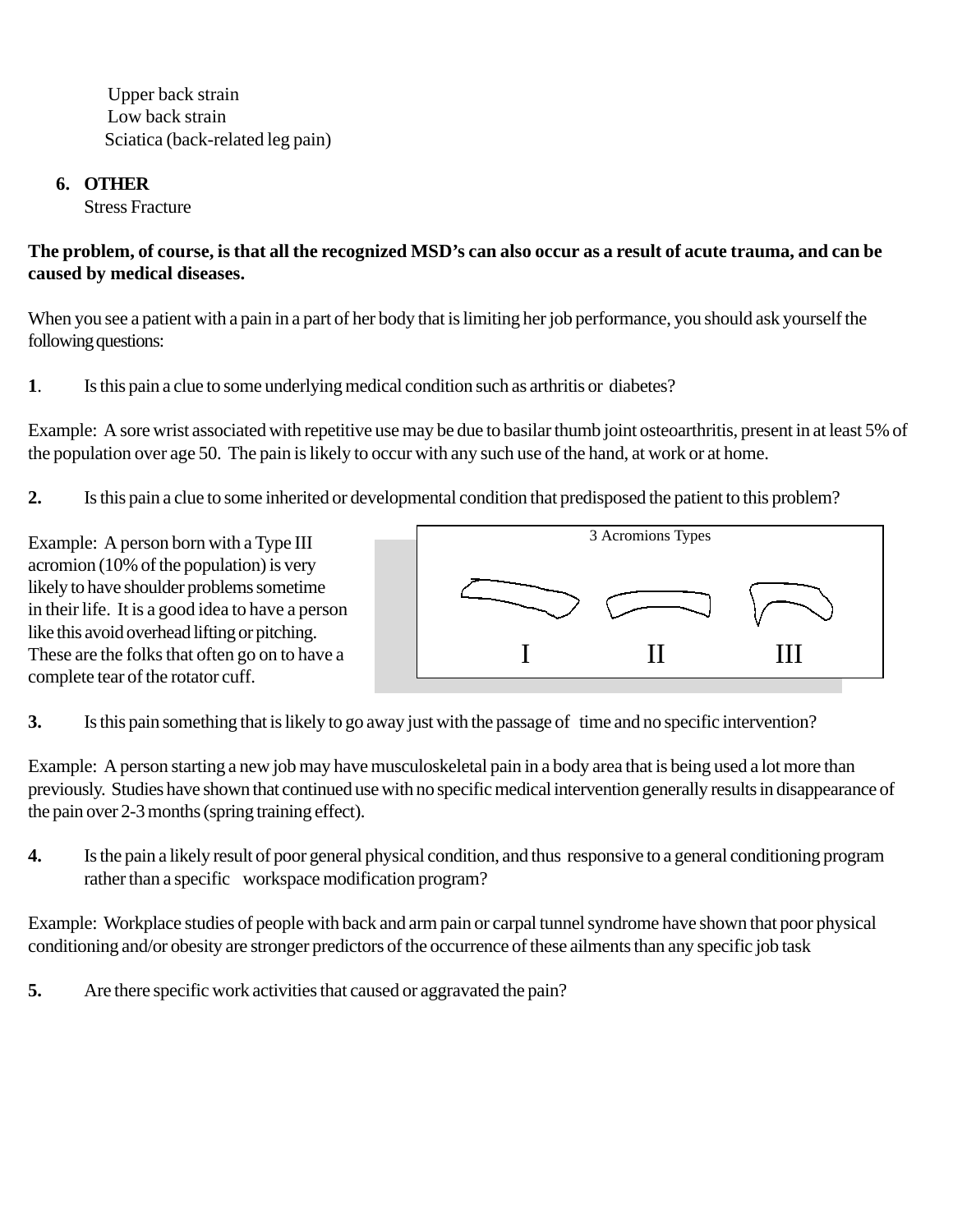Upper back strain
Low back strain
Sciatica (back-related leg pain)

6. **OTHER**
   Stress Fracture

**The problem, of course, is that all the recognized MSD's can also occur as a result of acute trauma, and can be caused by medical diseases.**

When you see a patient with a pain in a part of her body that is limiting her job performance, you should ask yourself the following questions:

**1**. Is this pain a clue to some underlying medical condition such as arthritis or diabetes?

Example: A sore wrist associated with repetitive use may be due to basilar thumb joint osteoarthritis, present in at least 5% of the population over age 50. The pain is likely to occur with any such use of the hand, at work or at home.

**2.** Is this pain a clue to some inherited or developmental condition that predisposed the patient to this problem?

Example: A person born with a Type III acromion (10% of the population) is very likely to have shoulder problems sometime in their life. It is a good idea to have a person like this avoid overhead lifting or pitching. These are the folks that often go on to have a complete tear of the rotator cuff.

3 Acromions Types

I II III

**3.** Is this pain something that is likely to go away just with the passage of time and no specific intervention?

Example: A person starting a new job may have musculoskeletal pain in a body area that is being used a lot more than previously. Studies have shown that continued use with no specific medical intervention generally results in disappearance of the pain over 2-3 months (spring training effect).

**4.** Is the pain a likely result of poor general physical condition, and thus responsive to a general conditioning program rather than a specific workspace modification program?

Example: Workplace studies of people with back and arm pain or carpal tunnel syndrome have shown that poor physical conditioning and/or obesity are stronger predictors of the occurrence of these ailments than any specific job task

**5.** Are there specific work activities that caused or aggravated the pain?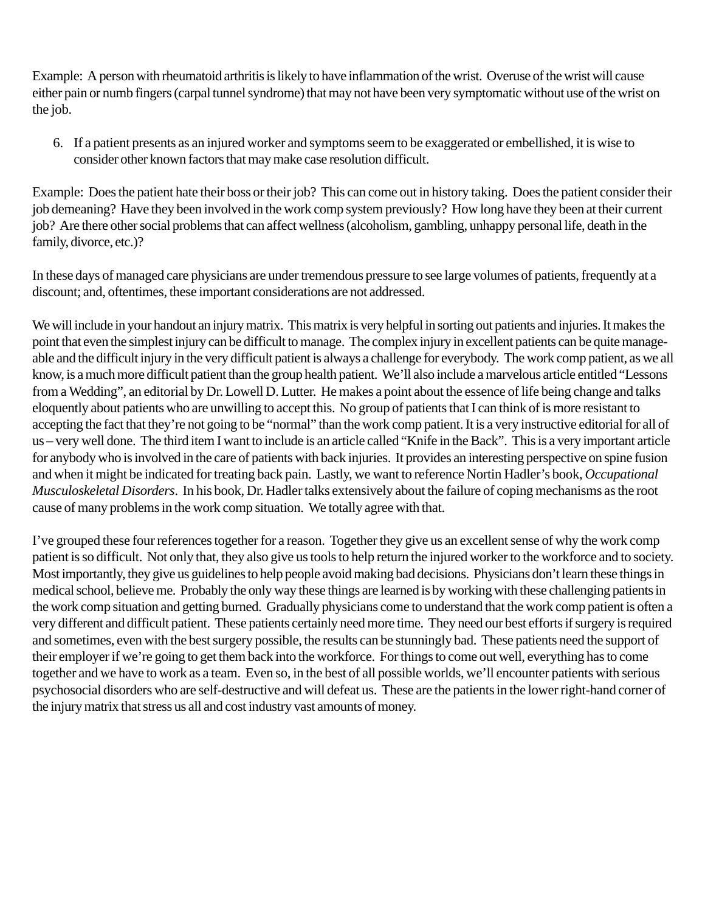Example: A person with rheumatoid arthritis is likely to have inflammation of the wrist. Overuse of the wrist will cause either pain or numb fingers (carpal tunnel syndrome) that may not have been very symptomatic without use of the wrist on the job.

6. If a patient presents as an injured worker and symptoms seem to be exaggerated or embellished, it is wise to consider other known factors that may make case resolution difficult.

Example: Does the patient hate their boss or their job? This can come out in history taking. Does the patient consider their job demeaning? Have they been involved in the work comp system previously? How long have they been at their current job? Are there other social problems that can affect wellness (alcoholism, gambling, unhappy personal life, death in the family, divorce, etc.)?

In these days of managed care physicians are under tremendous pressure to see large volumes of patients, frequently at a discount; and, oftentimes, these important considerations are not addressed.

We will include in your handout an injury matrix. This matrix is very helpful in sorting out patients and injuries. It makes the point that even the simplest injury can be difficult to manage. The complex injury in excellent patients can be quite manageable and the difficult injury in the very difficult patient is always a challenge for everybody. The work comp patient, as we all know, is a much more difficult patient than the group health patient. We'll also include a marvelous article entitled "Lessons from a Wedding", an editorial by Dr. Lowell D. Lutter. He makes a point about the essence of life being change and talks eloquently about patients who are unwilling to accept this. No group of patients that I can think of is more resistant to accepting the fact that they're not going to be "normal" than the work comp patient. It is a very instructive editorial for all of us – very well done. The third item I want to include is an article called "Knife in the Back". This is a very important article for anybody who is involved in the care of patients with back injuries. It provides an interesting perspective on spine fusion and when it might be indicated for treating back pain. Lastly, we want to reference Nortin Hadler's book, *Occupational Musculoskeletal Disorders*. In his book, Dr. Hadler talks extensively about the failure of coping mechanisms as the root cause of many problems in the work comp situation. We totally agree with that.

I've grouped these four references together for a reason. Together they give us an excellent sense of why the work comp patient is so difficult. Not only that, they also give us tools to help return the injured worker to the workforce and to society. Most importantly, they give us guidelines to help people avoid making bad decisions. Physicians don't learn these things in medical school, believe me. Probably the only way these things are learned is by working with these challenging patients in the work comp situation and getting burned. Gradually physicians come to understand that the work comp patient is often a very different and difficult patient. These patients certainly need more time. They need our best efforts if surgery is required and sometimes, even with the best surgery possible, the results can be stunningly bad. These patients need the support of their employer if we're going to get them back into the workforce. For things to come out well, everything has to come together and we have to work as a team. Even so, in the best of all possible worlds, we'll encounter patients with serious psychosocial disorders who are self-destructive and will defeat us. These are the patients in the lower right-hand corner of the injury matrix that stress us all and cost industry vast amounts of money.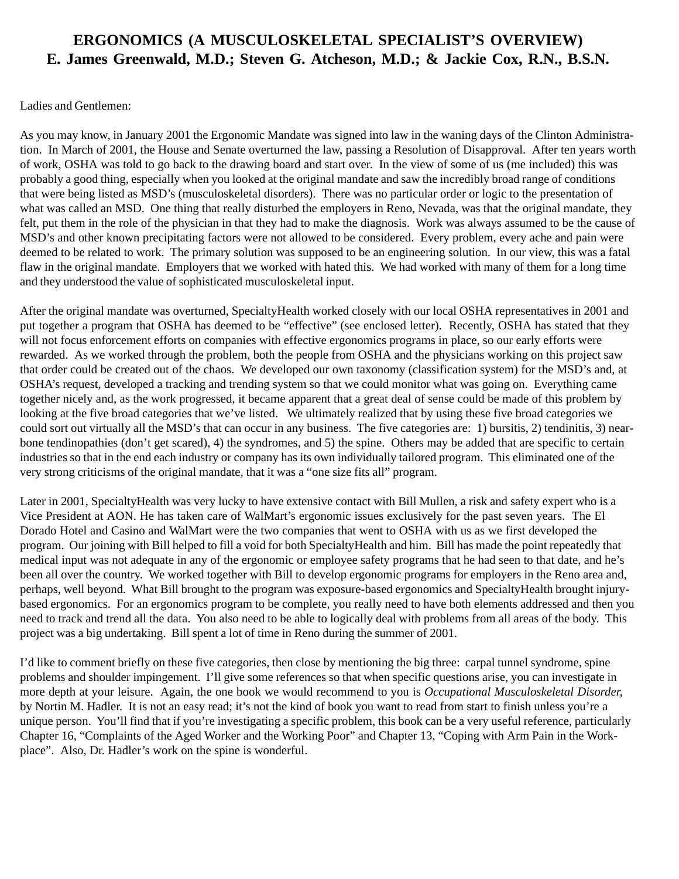# ERGONOMICS (A MUSCULOSKELETAL SPECIALIST'S OVERVIEW)
## E. James Greenwald, M.D.; Steven G. Atcheson, M.D.; & Jackie Cox, R.N., B.S.N.

Ladies and Gentlemen:

As you may know, in January 2001 the Ergonomic Mandate was signed into law in the waning days of the Clinton Administration. In March of 2001, the House and Senate overturned the law, passing a Resolution of Disapproval. After ten years worth of work, OSHA was told to go back to the drawing board and start over. In the view of some of us (me included) this was probably a good thing, especially when you looked at the original mandate and saw the incredibly broad range of conditions that were being listed as MSD's (musculoskeletal disorders). There was no particular order or logic to the presentation of what was called an MSD. One thing that really disturbed the employers in Reno, Nevada, was that the original mandate, they felt, put them in the role of the physician in that they had to make the diagnosis. Work was always assumed to be the cause of MSD's and other known precipitating factors were not allowed to be considered. Every problem, every ache and pain were deemed to be related to work. The primary solution was supposed to be an engineering solution. In our view, this was a fatal flaw in the original mandate. Employers that we worked with hated this. We had worked with many of them for a long time and they understood the value of sophisticated musculoskeletal input.

After the original mandate was overturned, SpecialtyHealth worked closely with our local OSHA representatives in 2001 and put together a program that OSHA has deemed to be "effective" (see enclosed letter). Recently, OSHA has stated that they will not focus enforcement efforts on companies with effective ergonomics programs in place, so our early efforts were rewarded. As we worked through the problem, both the people from OSHA and the physicians working on this project saw that order could be created out of the chaos. We developed our own taxonomy (classification system) for the MSD's and, at OSHA's request, developed a tracking and trending system so that we could monitor what was going on. Everything came together nicely and, as the work progressed, it became apparent that a great deal of sense could be made of this problem by looking at the five broad categories that we've listed. We ultimately realized that by using these five broad categories we could sort out virtually all the MSD's that can occur in any business. The five categories are: 1) bursitis, 2) tendinitis, 3) near-bone tendinopathies (don't get scared), 4) the syndromes, and 5) the spine. Others may be added that are specific to certain industries so that in the end each industry or company has its own individually tailored program. This eliminated one of the very strong criticisms of the original mandate, that it was a "one size fits all" program.

Later in 2001, SpecialtyHealth was very lucky to have extensive contact with Bill Mullen, a risk and safety expert who is a Vice President at AON. He has taken care of WalMart's ergonomic issues exclusively for the past seven years. The El Dorado Hotel and Casino and WalMart were the two companies that went to OSHA with us as we first developed the program. Our joining with Bill helped to fill a void for both SpecialtyHealth and him. Bill has made the point repeatedly that medical input was not adequate in any of the ergonomic or employee safety programs that he had seen to that date, and he's been all over the country. We worked together with Bill to develop ergonomic programs for employers in the Reno area and, perhaps, well beyond. What Bill brought to the program was exposure-based ergonomics and SpecialtyHealth brought injury-based ergonomics. For an ergonomics program to be complete, you really need to have both elements addressed and then you need to track and trend all the data. You also need to be able to logically deal with problems from all areas of the body. This project was a big undertaking. Bill spent a lot of time in Reno during the summer of 2001.

I'd like to comment briefly on these five categories, then close by mentioning the big three: carpal tunnel syndrome, spine problems and shoulder impingement. I'll give some references so that when specific questions arise, you can investigate in more depth at your leisure. Again, the one book we would recommend to you is *Occupational Musculoskeletal Disorder,* by Nortin M. Hadler. It is not an easy read; it's not the kind of book you want to read from start to finish unless you're a unique person. You'll find that if you're investigating a specific problem, this book can be a very useful reference, particularly Chapter 16, "Complaints of the Aged Worker and the Working Poor" and Chapter 13, "Coping with Arm Pain in the Workplace". Also, Dr. Hadler's work on the spine is wonderful.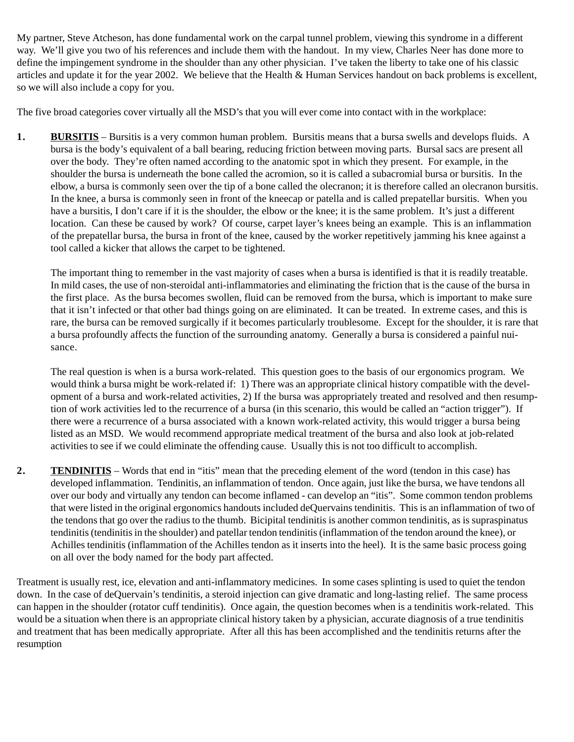My partner, Steve Atcheson, has done fundamental work on the carpal tunnel problem, viewing this syndrome in a different way. We'll give you two of his references and include them with the handout. In my view, Charles Neer has done more to define the impingement syndrome in the shoulder than any other physician. I've taken the liberty to take one of his classic articles and update it for the year 2002. We believe that the Health & Human Services handout on back problems is excellent, so we will also include a copy for you.

The five broad categories cover virtually all the MSD's that you will ever come into contact with in the workplace:

1. **BURSITIS** – Bursitis is a very common human problem. Bursitis means that a bursa swells and develops fluids. A bursa is the body's equivalent of a ball bearing, reducing friction between moving parts. Bursal sacs are present all over the body. They're often named according to the anatomic spot in which they present. For example, in the shoulder the bursa is underneath the bone called the acromion, so it is called a subacromial bursa or bursitis. In the elbow, a bursa is commonly seen over the tip of a bone called the olecranon; it is therefore called an olecranon bursitis. In the knee, a bursa is commonly seen in front of the kneecap or patella and is called prepatellar bursitis. When you have a bursitis, I don't care if it is the shoulder, the elbow or the knee; it is the same problem. It's just a different location. Can these be caused by work? Of course, carpet layer's knees being an example. This is an inflammation of the prepatellar bursa, the bursa in front of the knee, caused by the worker repetitively jamming his knee against a tool called a kicker that allows the carpet to be tightened.

   The important thing to remember in the vast majority of cases when a bursa is identified is that it is readily treatable. In mild cases, the use of non-steroidal anti-inflammatories and eliminating the friction that is the cause of the bursa in the first place. As the bursa becomes swollen, fluid can be removed from the bursa, which is important to make sure that it isn't infected or that other bad things going on are eliminated. It can be treated. In extreme cases, and this is rare, the bursa can be removed surgically if it becomes particularly troublesome. Except for the shoulder, it is rare that a bursa profoundly affects the function of the surrounding anatomy. Generally a bursa is considered a painful nuisance.

   The real question is when is a bursa work-related. This question goes to the basis of our ergonomics program. We would think a bursa might be work-related if: 1) There was an appropriate clinical history compatible with the development of a bursa and work-related activities, 2) If the bursa was appropriately treated and resolved and then resumption of work activities led to the recurrence of a bursa (in this scenario, this would be called an "action trigger"). If there were a recurrence of a bursa associated with a known work-related activity, this would trigger a bursa being listed as an MSD. We would recommend appropriate medical treatment of the bursa and also look at job-related activities to see if we could eliminate the offending cause. Usually this is not too difficult to accomplish.

2. **TENDINITIS** – Words that end in "itis" mean that the preceding element of the word (tendon in this case) has developed inflammation. Tendinitis, an inflammation of tendon. Once again, just like the bursa, we have tendons all over our body and virtually any tendon can become inflamed - can develop an "itis". Some common tendon problems that were listed in the original ergonomics handouts included deQuervains tendinitis. This is an inflammation of two of the tendons that go over the radius to the thumb. Bicipital tendinitis is another common tendinitis, as is supraspinatus tendinitis (tendinitis in the shoulder) and patellar tendon tendinitis (inflammation of the tendon around the knee), or Achilles tendinitis (inflammation of the Achilles tendon as it inserts into the heel). It is the same basic process going on all over the body named for the body part affected.

Treatment is usually rest, ice, elevation and anti-inflammatory medicines. In some cases splinting is used to quiet the tendon down. In the case of deQuervain's tendinitis, a steroid injection can give dramatic and long-lasting relief. The same process can happen in the shoulder (rotator cuff tendinitis). Once again, the question becomes when is a tendinitis work-related. This would be a situation when there is an appropriate clinical history taken by a physician, accurate diagnosis of a true tendinitis and treatment that has been medically appropriate. After all this has been accomplished and the tendinitis returns after the resumption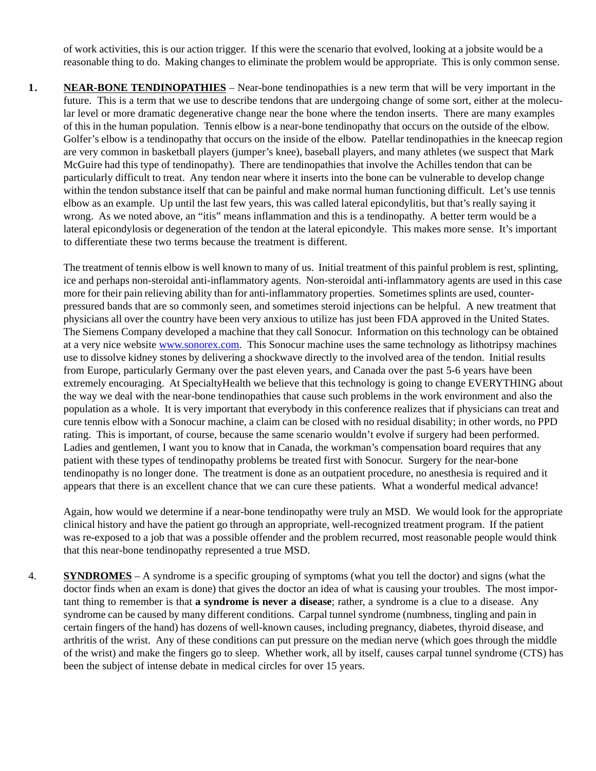of work activities, this is our action trigger. If this were the scenario that evolved, looking at a jobsite would be a reasonable thing to do. Making changes to eliminate the problem would be appropriate. This is only common sense.

1. **NEAR-BONE TENDINOPATHIES** – Near-bone tendinopathies is a new term that will be very important in the future. This is a term that we use to describe tendons that are undergoing change of some sort, either at the molecular level or more dramatic degenerative change near the bone where the tendon inserts. There are many examples of this in the human population. Tennis elbow is a near-bone tendinopathy that occurs on the outside of the elbow. Golfer's elbow is a tendinopathy that occurs on the inside of the elbow. Patellar tendinopathies in the kneecap region are very common in basketball players (jumper's knee), baseball players, and many athletes (we suspect that Mark McGuire had this type of tendinopathy). There are tendinopathies that involve the Achilles tendon that can be particularly difficult to treat. Any tendon near where it inserts into the bone can be vulnerable to develop change within the tendon substance itself that can be painful and make normal human functioning difficult. Let's use tennis elbow as an example. Up until the last few years, this was called lateral epicondylitis, but that's really saying it wrong. As we noted above, an "itis" means inflammation and this is a tendinopathy. A better term would be a lateral epicondylosis or degeneration of the tendon at the lateral epicondyle. This makes more sense. It's important to differentiate these two terms because the treatment is different.

   The treatment of tennis elbow is well known to many of us. Initial treatment of this painful problem is rest, splinting, ice and perhaps non-steroidal anti-inflammatory agents. Non-steroidal anti-inflammatory agents are used in this case more for their pain relieving ability than for anti-inflammatory properties. Sometimes splints are used, counter-pressured bands that are so commonly seen, and sometimes steroid injections can be helpful. A new treatment that physicians all over the country have been very anxious to utilize has just been FDA approved in the United States. The Siemens Company developed a machine that they call Sonocur. Information on this technology can be obtained at a very nice website www.sonorex.com. This Sonocur machine uses the same technology as lithotripsy machines use to dissolve kidney stones by delivering a shockwave directly to the involved area of the tendon. Initial results from Europe, particularly Germany over the past eleven years, and Canada over the past 5-6 years have been extremely encouraging. At SpecialtyHealth we believe that this technology is going to change EVERYTHING about the way we deal with the near-bone tendinopathies that cause such problems in the work environment and also the population as a whole. It is very important that everybody in this conference realizes that if physicians can treat and cure tennis elbow with a Sonocur machine, a claim can be closed with no residual disability; in other words, no PPD rating. This is important, of course, because the same scenario wouldn't evolve if surgery had been performed. Ladies and gentlemen, I want you to know that in Canada, the workman's compensation board requires that any patient with these types of tendinopathy problems be treated first with Sonocur. Surgery for the near-bone tendinopathy is no longer done. The treatment is done as an outpatient procedure, no anesthesia is required and it appears that there is an excellent chance that we can cure these patients. What a wonderful medical advance!

   Again, how would we determine if a near-bone tendinopathy were truly an MSD. We would look for the appropriate clinical history and have the patient go through an appropriate, well-recognized treatment program. If the patient was re-exposed to a job that was a possible offender and the problem recurred, most reasonable people would think that this near-bone tendinopathy represented a true MSD.

4. **SYNDROMES** – A syndrome is a specific grouping of symptoms (what you tell the doctor) and signs (what the doctor finds when an exam is done) that gives the doctor an idea of what is causing your troubles. The most important thing to remember is that **a syndrome is never a disease**; rather, a syndrome is a clue to a disease. Any syndrome can be caused by many different conditions. Carpal tunnel syndrome (numbness, tingling and pain in certain fingers of the hand) has dozens of well-known causes, including pregnancy, diabetes, thyroid disease, and arthritis of the wrist. Any of these conditions can put pressure on the median nerve (which goes through the middle of the wrist) and make the fingers go to sleep. Whether work, all by itself, causes carpal tunnel syndrome (CTS) has been the subject of intense debate in medical circles for over 15 years.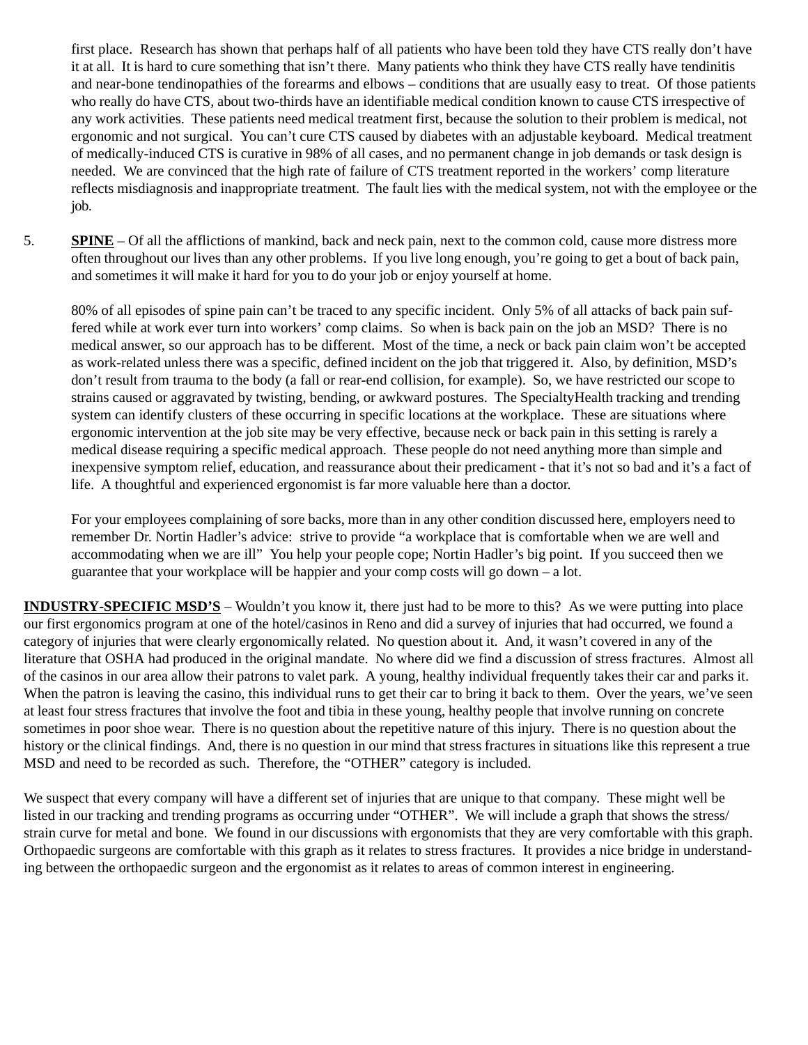first place. Research has shown that perhaps half of all patients who have been told they have CTS really don't have it at all. It is hard to cure something that isn't there. Many patients who think they have CTS really have tendinitis and near-bone tendinopathies of the forearms and elbows – conditions that are usually easy to treat. Of those patients who really do have CTS, about two-thirds have an identifiable medical condition known to cause CTS irrespective of any work activities. These patients need medical treatment first, because the solution to their problem is medical, not ergonomic and not surgical. You can't cure CTS caused by diabetes with an adjustable keyboard. Medical treatment of medically-induced CTS is curative in 98% of all cases, and no permanent change in job demands or task design is needed. We are convinced that the high rate of failure of CTS treatment reported in the workers' comp literature reflects misdiagnosis and inappropriate treatment. The fault lies with the medical system, not with the employee or the job.

5. **SPINE** – Of all the afflictions of mankind, back and neck pain, next to the common cold, cause more distress more often throughout our lives than any other problems. If you live long enough, you're going to get a bout of back pain, and sometimes it will make it hard for you to do your job or enjoy yourself at home.

   80% of all episodes of spine pain can't be traced to any specific incident. Only 5% of all attacks of back pain suffered while at work ever turn into workers' comp claims. So when is back pain on the job an MSD? There is no medical answer, so our approach has to be different. Most of the time, a neck or back pain claim won't be accepted as work-related unless there was a specific, defined incident on the job that triggered it. Also, by definition, MSD's don't result from trauma to the body (a fall or rear-end collision, for example). So, we have restricted our scope to strains caused or aggravated by twisting, bending, or awkward postures. The SpecialtyHealth tracking and trending system can identify clusters of these occurring in specific locations at the workplace. These are situations where ergonomic intervention at the job site may be very effective, because neck or back pain in this setting is rarely a medical disease requiring a specific medical approach. These people do not need anything more than simple and inexpensive symptom relief, education, and reassurance about their predicament - that it's not so bad and it's a fact of life. A thoughtful and experienced ergonomist is far more valuable here than a doctor.

   For your employees complaining of sore backs, more than in any other condition discussed here, employers need to remember Dr. Nortin Hadler's advice: strive to provide "a workplace that is comfortable when we are well and accommodating when we are ill" You help your people cope; Nortin Hadler's big point. If you succeed then we guarantee that your workplace will be happier and your comp costs will go down – a lot.

**INDUSTRY-SPECIFIC MSD'S** – Wouldn't you know it, there just had to be more to this? As we were putting into place our first ergonomics program at one of the hotel/casinos in Reno and did a survey of injuries that had occurred, we found a category of injuries that were clearly ergonomically related. No question about it. And, it wasn't covered in any of the literature that OSHA had produced in the original mandate. No where did we find a discussion of stress fractures. Almost all of the casinos in our area allow their patrons to valet park. A young, healthy individual frequently takes their car and parks it. When the patron is leaving the casino, this individual runs to get their car to bring it back to them. Over the years, we've seen at least four stress fractures that involve the foot and tibia in these young, healthy people that involve running on concrete sometimes in poor shoe wear. There is no question about the repetitive nature of this injury. There is no question about the history or the clinical findings. And, there is no question in our mind that stress fractures in situations like this represent a true MSD and need to be recorded as such. Therefore, the "OTHER" category is included.

We suspect that every company will have a different set of injuries that are unique to that company. These might well be listed in our tracking and trending programs as occurring under "OTHER". We will include a graph that shows the stress/strain curve for metal and bone. We found in our discussions with ergonomists that they are very comfortable with this graph. Orthopaedic surgeons are comfortable with this graph as it relates to stress fractures. It provides a nice bridge in understanding between the orthopaedic surgeon and the ergonomist as it relates to areas of common interest in engineering.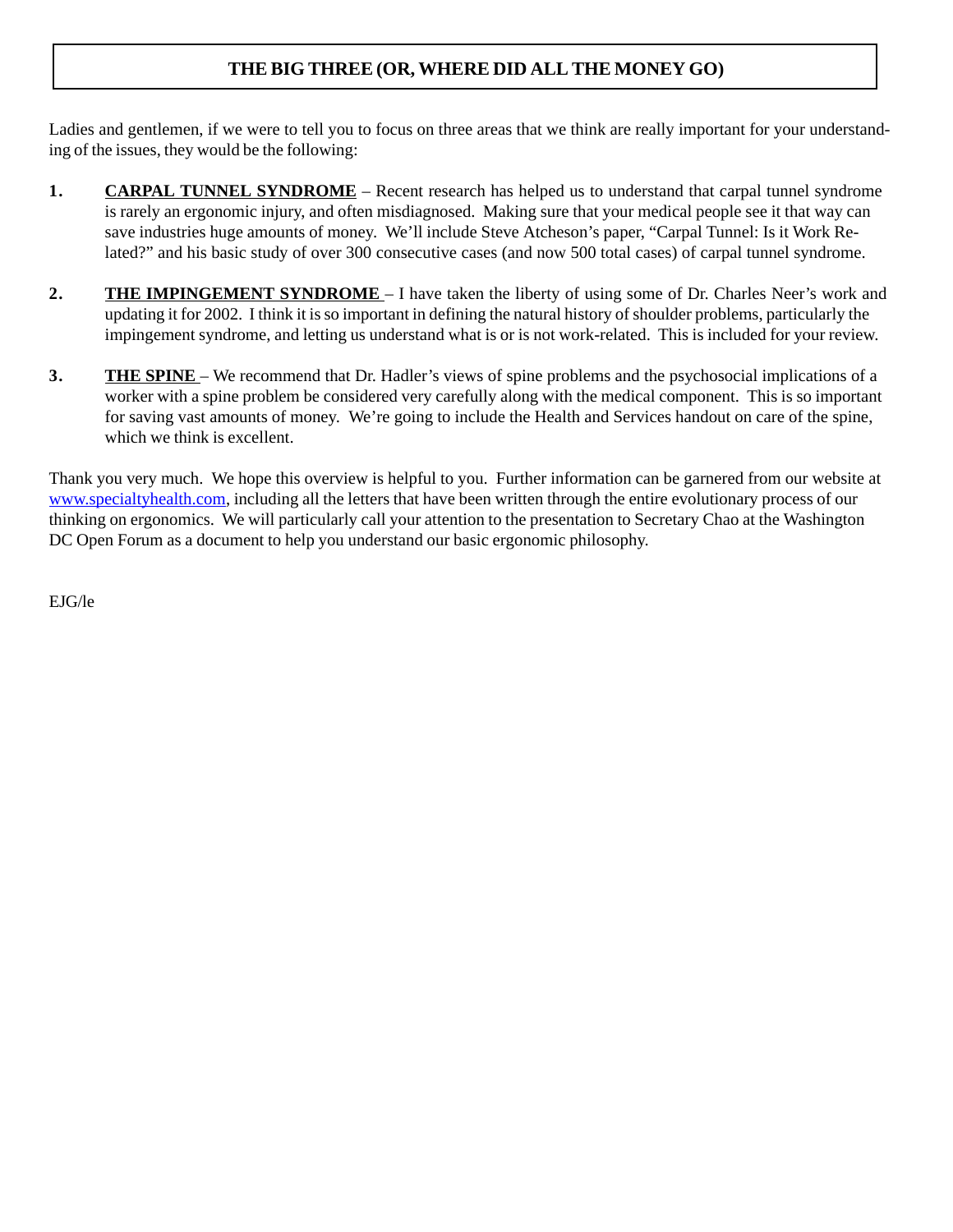## THE BIG THREE (OR, WHERE DID ALL THE MONEY GO)

Ladies and gentlemen, if we were to tell you to focus on three areas that we think are really important for your understanding of the issues, they would be the following:

1. **CARPAL TUNNEL SYNDROME** – Recent research has helped us to understand that carpal tunnel syndrome is rarely an ergonomic injury, and often misdiagnosed. Making sure that your medical people see it that way can save industries huge amounts of money. We'll include Steve Atcheson's paper, "Carpal Tunnel: Is it Work Related?" and his basic study of over 300 consecutive cases (and now 500 total cases) of carpal tunnel syndrome.

2. **THE IMPINGEMENT SYNDROME** – I have taken the liberty of using some of Dr. Charles Neer's work and updating it for 2002. I think it is so important in defining the natural history of shoulder problems, particularly the impingement syndrome, and letting us understand what is or is not work-related. This is included for your review.

3. **THE SPINE** – We recommend that Dr. Hadler's views of spine problems and the psychosocial implications of a worker with a spine problem be considered very carefully along with the medical component. This is so important for saving vast amounts of money. We're going to include the Health and Services handout on care of the spine, which we think is excellent.

Thank you very much. We hope this overview is helpful to you. Further information can be garnered from our website at www.specialtyhealth.com, including all the letters that have been written through the entire evolutionary process of our thinking on ergonomics. We will particularly call your attention to the presentation to Secretary Chao at the Washington DC Open Forum as a document to help you understand our basic ergonomic philosophy.

EJG/le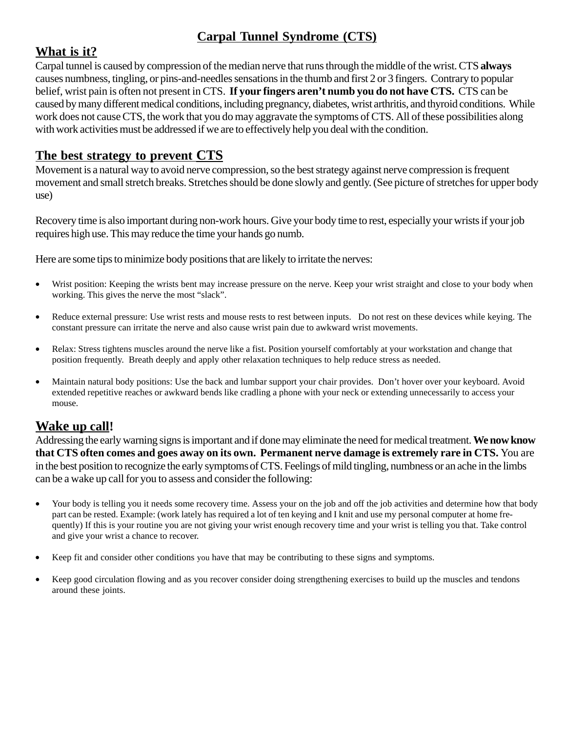# Carpal Tunnel Syndrome (CTS)

## What is it?

Carpal tunnel is caused by compression of the median nerve that runs through the middle of the wrist. CTS **always** causes numbness, tingling, or pins-and-needles sensations in the thumb and first 2 or 3 fingers. Contrary to popular belief, wrist pain is often not present in CTS. **If your fingers aren't numb you do not have CTS.** CTS can be caused by many different medical conditions, including pregnancy, diabetes, wrist arthritis, and thyroid conditions. While work does not cause CTS, the work that you do may aggravate the symptoms of CTS. All of these possibilities along with work activities must be addressed if we are to effectively help you deal with the condition.

## The best strategy to prevent CTS

Movement is a natural way to avoid nerve compression, so the best strategy against nerve compression is frequent movement and small stretch breaks. Stretches should be done slowly and gently. (See picture of stretches for upper body use)

Recovery time is also important during non-work hours. Give your body time to rest, especially your wrists if your job requires high use. This may reduce the time your hands go numb.

Here are some tips to minimize body positions that are likely to irritate the nerves:

- Wrist position: Keeping the wrists bent may increase pressure on the nerve. Keep your wrist straight and close to your body when working. This gives the nerve the most "slack".
- Reduce external pressure: Use wrist rests and mouse rests to rest between inputs. Do not rest on these devices while keying. The constant pressure can irritate the nerve and also cause wrist pain due to awkward wrist movements.
- Relax: Stress tightens muscles around the nerve like a fist. Position yourself comfortably at your workstation and change that position frequently. Breath deeply and apply other relaxation techniques to help reduce stress as needed.
- Maintain natural body positions: Use the back and lumbar support your chair provides. Don't hover over your keyboard. Avoid extended repetitive reaches or awkward bends like cradling a phone with your neck or extending unnecessarily to access your mouse.

## Wake up call!

Addressing the early warning signs is important and if done may eliminate the need for medical treatment. **We now know that CTS often comes and goes away on its own. Permanent nerve damage is extremely rare in CTS.** You are in the best position to recognize the early symptoms of CTS. Feelings of mild tingling, numbness or an ache in the limbs can be a wake up call for you to assess and consider the following:

- Your body is telling you it needs some recovery time. Assess your on the job and off the job activities and determine how that body part can be rested. Example: (work lately has required a lot of ten keying and I knit and use my personal computer at home frequently) If this is your routine you are not giving your wrist enough recovery time and your wrist is telling you that. Take control and give your wrist a chance to recover.
- Keep fit and consider other conditions you have that may be contributing to these signs and symptoms.
- Keep good circulation flowing and as you recover consider doing strengthening exercises to build up the muscles and tendons around these joints.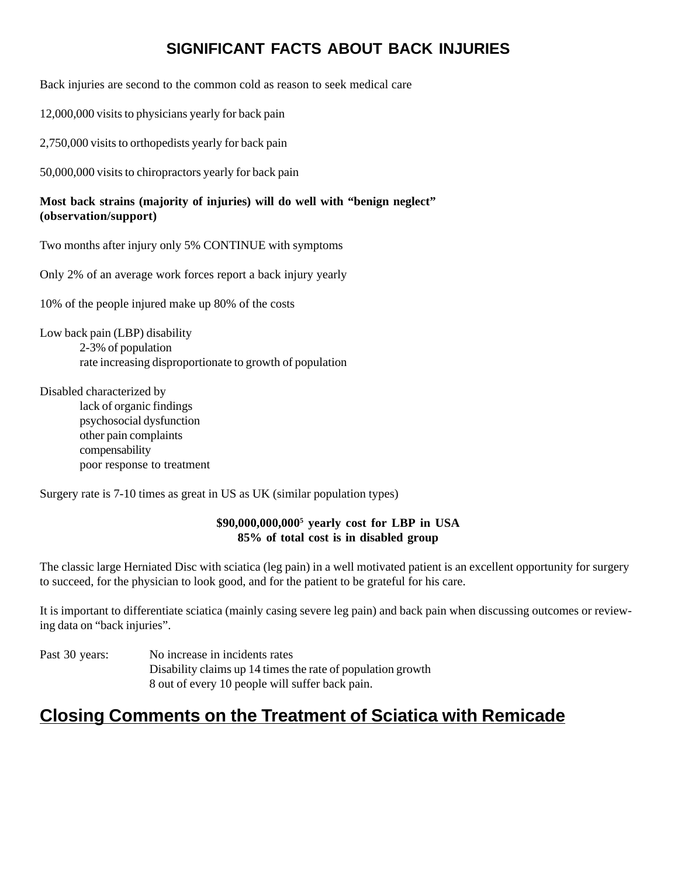# SIGNIFICANT FACTS ABOUT BACK INJURIES

Back injuries are second to the common cold as reason to seek medical care

12,000,000 visits to physicians yearly for back pain

2,750,000 visits to orthopedists yearly for back pain

50,000,000 visits to chiropractors yearly for back pain

**Most back strains (majority of injuries) will do well with "benign neglect" (observation/support)**

Two months after injury only 5% CONTINUE with symptoms

Only 2% of an average work forces report a back injury yearly

10% of the people injured make up 80% of the costs

Low back pain (LBP) disability
- 2-3% of population
- rate increasing disproportionate to growth of population

Disabled characterized by
- lack of organic findings
- psychosocial dysfunction
- other pain complaints
- compensability
- poor response to treatment

Surgery rate is 7-10 times as great in US as UK (similar population types)

**$90,000,000,000[5] yearly cost for LBP in USA**
**85% of total cost is in disabled group**

The classic large Herniated Disc with sciatica (leg pain) in a well motivated patient is an excellent opportunity for surgery to succeed, for the physician to look good, and for the patient to be grateful for his care.

It is important to differentiate sciatica (mainly casing severe leg pain) and back pain when discussing outcomes or reviewing data on "back injuries".

Past 30 years:
- No increase in incidents rates
- Disability claims up 14 times the rate of population growth
- 8 out of every 10 people will suffer back pain.

## Closing Comments on the Treatment of Sciatica with Remicade